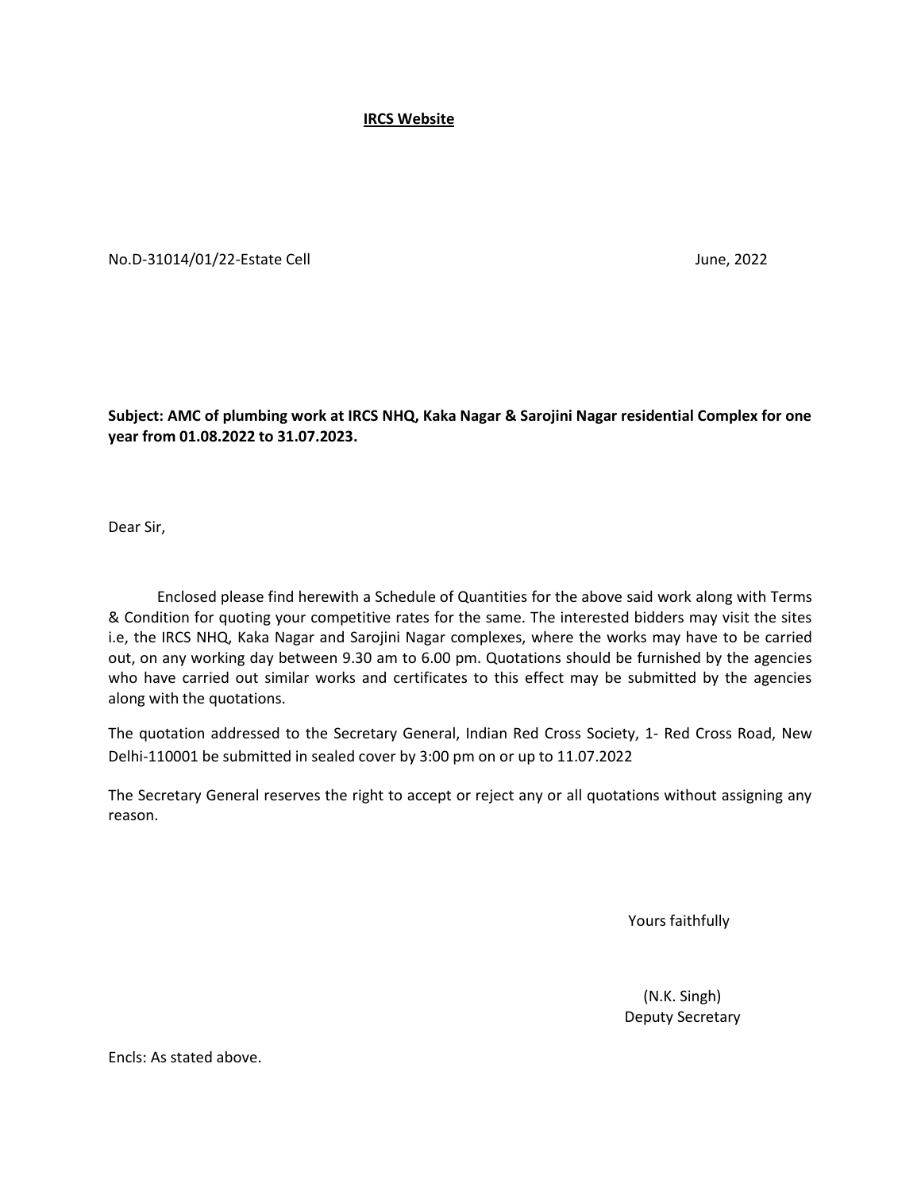**<u>IRCS Website</u>**

No.D-31014/01/22-Estate Cell June, 2022

**Subject: AMC of plumbing work at IRCS NHQ, Kaka Nagar & Sarojini Nagar residential Complex for one year from 01.08.2022 to 31.07.2023.**

Dear Sir,

Enclosed please find herewith a Schedule of Quantities for the above said work along with Terms & Condition for quoting your competitive rates for the same. The interested bidders may visit the sites i.e, the IRCS NHQ, Kaka Nagar and Sarojini Nagar complexes, where the works may have to be carried out, on any working day between 9.30 am to 6.00 pm. Quotations should be furnished by the agencies who have carried out similar works and certificates to this effect may be submitted by the agencies along with the quotations.

The quotation addressed to the Secretary General, Indian Red Cross Society, 1- Red Cross Road, New Delhi-110001 be submitted in sealed cover by 3:00 pm on or up to 11.07.2022

The Secretary General reserves the right to accept or reject any or all quotations without assigning any reason.

Yours faithfully

(N.K. Singh)
Deputy Secretary

Encls: As stated above.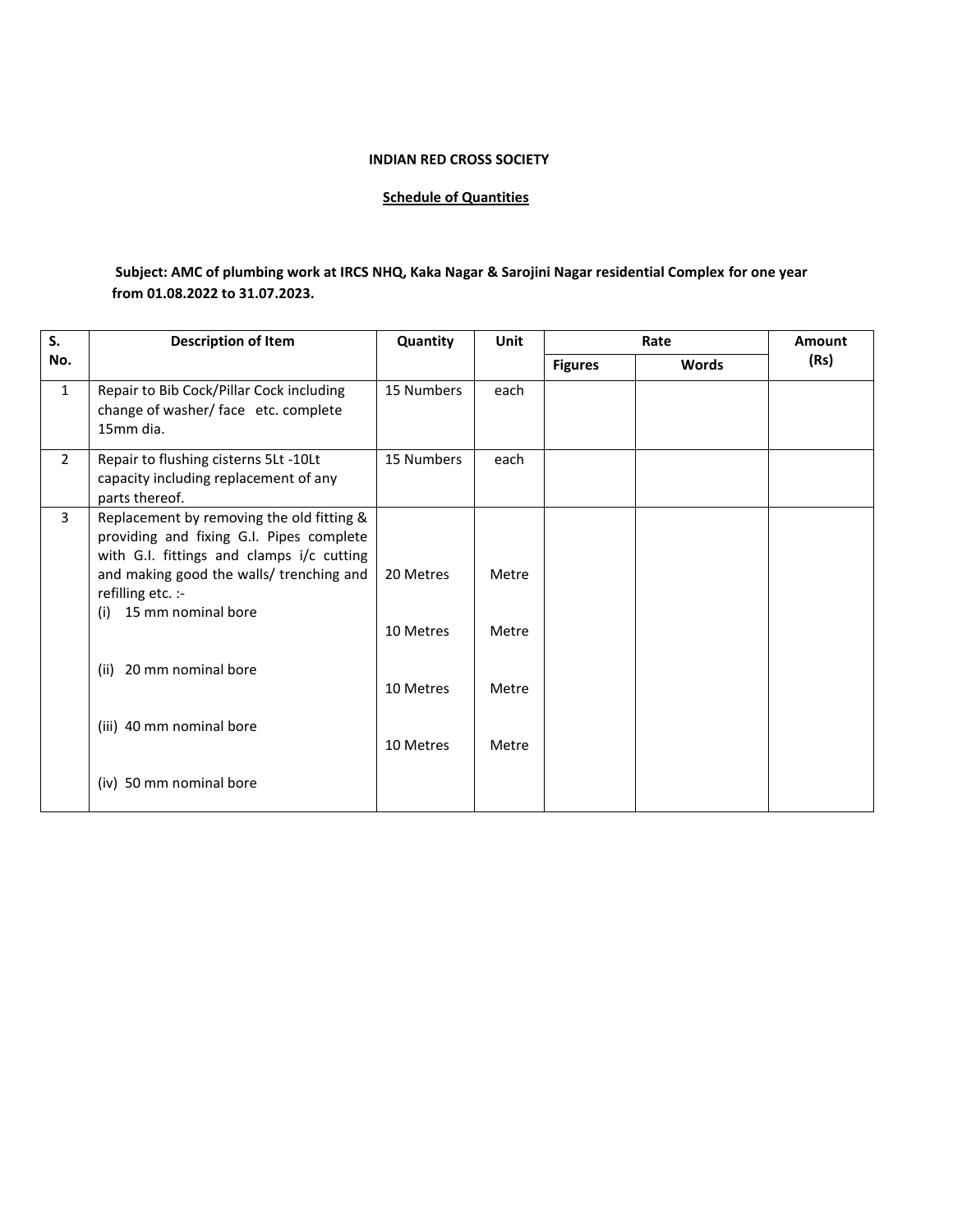**INDIAN RED CROSS SOCIETY**

**Schedule of Quantities**

**Subject: AMC of plumbing work at IRCS NHQ, Kaka Nagar & Sarojini Nagar residential Complex for one year from 01.08.2022 to 31.07.2023.**

| S. No. | Description of Item | Quantity | Unit | Rate | | Amount (Rs) |
|---|---|---|---|---|---|---|
| | | | | Figures | Words | |
| 1 | Repair to Bib Cock/Pillar Cock including change of washer/ face etc. complete 15mm dia. | 15 Numbers | each | | | |
| 2 | Repair to flushing cisterns 5Lt -10Lt capacity including replacement of any parts thereof. | 15 Numbers | each | | | |
| 3 | Replacement by removing the old fitting & providing and fixing G.I. Pipes complete with G.I. fittings and clamps i/c cutting and making good the walls/ trenching and refilling etc. :- | | | | | |
| | (i) 15 mm nominal bore | 20 Metres | Metre | | | |
| | (ii) 20 mm nominal bore | 10 Metres | Metre | | | |
| | (iii) 40 mm nominal bore | 10 Metres | Metre | | | |
| | (iv) 50 mm nominal bore | 10 Metres | Metre | | | |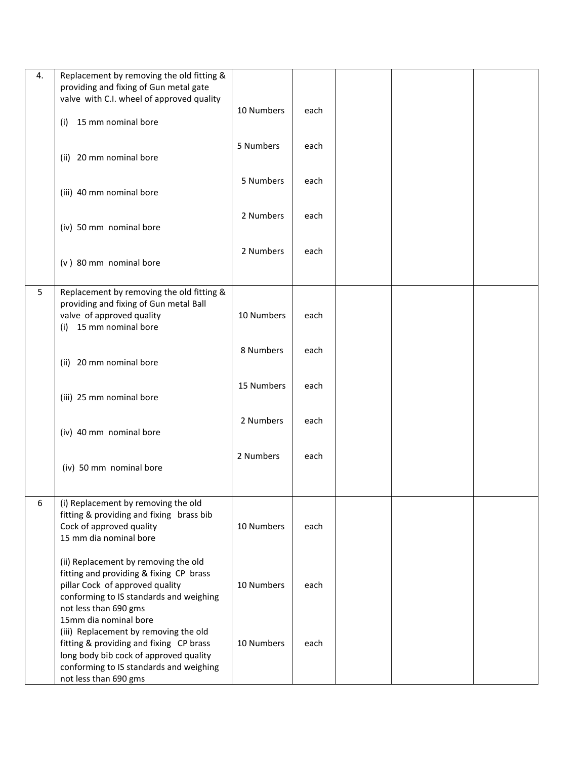| 4. | Replacement by removing the old fitting & providing and fixing of Gun metal gate valve with C.I. wheel of approved quality | | | | | |
|---|---|---|---|---|---|---|
| | (i) 15 mm nominal bore | 10 Numbers | each | | | |
| | (ii) 20 mm nominal bore | 5 Numbers | each | | | |
| | (iii) 40 mm nominal bore | 5 Numbers | each | | | |
| | (iv) 50 mm nominal bore | 2 Numbers | each | | | |
| | (v ) 80 mm nominal bore | 2 Numbers | each | | | |
| 5 | Replacement by removing the old fitting & providing and fixing of Gun metal Ball valve of approved quality<br>(i) 15 mm nominal bore | 10 Numbers | each | | | |
| | (ii) 20 mm nominal bore | 8 Numbers | each | | | |
| | (iii) 25 mm nominal bore | 15 Numbers | each | | | |
| | (iv) 40 mm nominal bore | 2 Numbers | each | | | |
| | (iv) 50 mm nominal bore | 2 Numbers | each | | | |
| 6 | (i) Replacement by removing the old fitting & providing and fixing brass bib Cock of approved quality<br>15 mm dia nominal bore | 10 Numbers | each | | | |
| | (ii) Replacement by removing the old fitting and providing & fixing CP brass pillar Cock of approved quality conforming to IS standards and weighing not less than 690 gms<br>15mm dia nominal bore | 10 Numbers | each | | | |
| | (iii) Replacement by removing the old fitting & providing and fixing CP brass long body bib cock of approved quality conforming to IS standards and weighing not less than 690 gms | 10 Numbers | each | | | |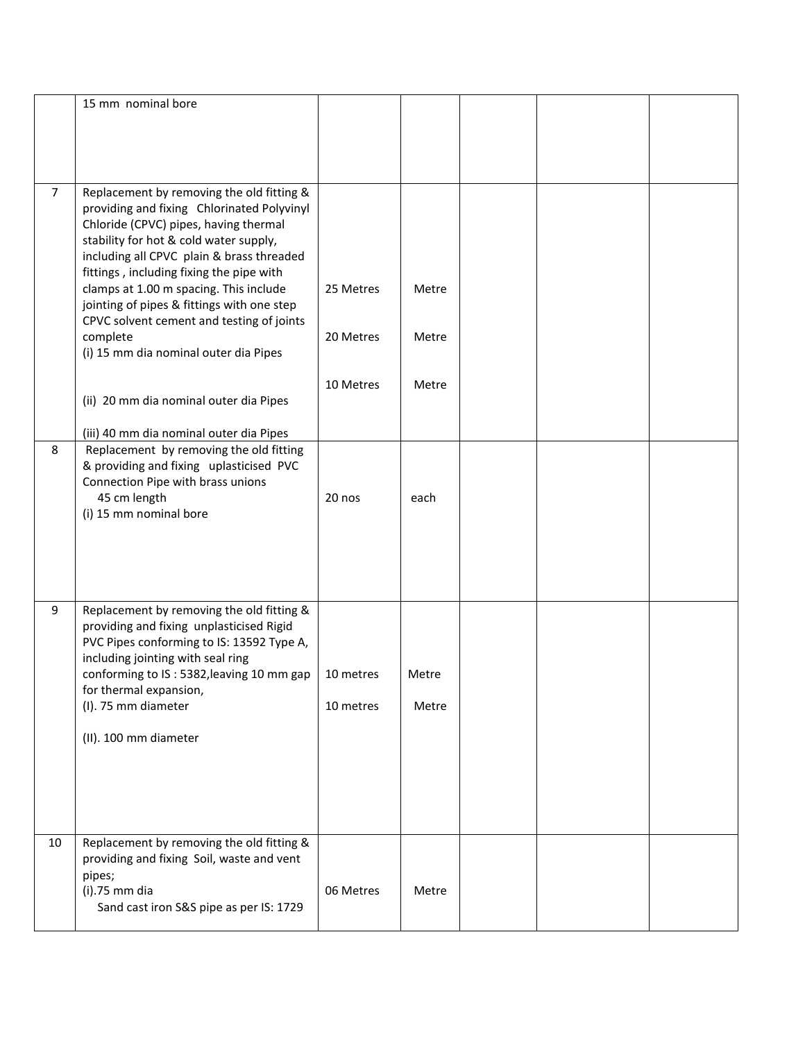| | | | | | | |
|---|---|---|---|---|---|---|
| | 15 mm nominal bore | | | | | |
| 7 | Replacement by removing the old fitting & providing and fixing Chlorinated Polyvinyl Chloride (CPVC) pipes, having thermal stability for hot & cold water supply, including all CPVC plain & brass threaded fittings , including fixing the pipe with clamps at 1.00 m spacing. This include jointing of pipes & fittings with one step CPVC solvent cement and testing of joints complete<br>(i) 15 mm dia nominal outer dia Pipes<br><br>(ii) 20 mm dia nominal outer dia Pipes<br><br>(iii) 40 mm dia nominal outer dia Pipes | 25 Metres<br><br>20 Metres<br><br>10 Metres | Metre<br><br>Metre<br><br>Metre | | | |
| 8 | Replacement by removing the old fitting & providing and fixing uplasticised PVC Connection Pipe with brass unions 45 cm length<br>(i) 15 mm nominal bore | 20 nos | each | | | |
| 9 | Replacement by removing the old fitting & providing and fixing unplasticised Rigid PVC Pipes conforming to IS: 13592 Type A, including jointing with seal ring conforming to IS : 5382,leaving 10 mm gap for thermal expansion,<br>(I). 75 mm diameter<br><br>(II). 100 mm diameter | 10 metres<br><br>10 metres | Metre<br><br>Metre | | | |
| 10 | Replacement by removing the old fitting & providing and fixing Soil, waste and vent pipes;<br>(i).75 mm dia<br>Sand cast iron S&S pipe as per IS: 1729 | 06 Metres | Metre | | | |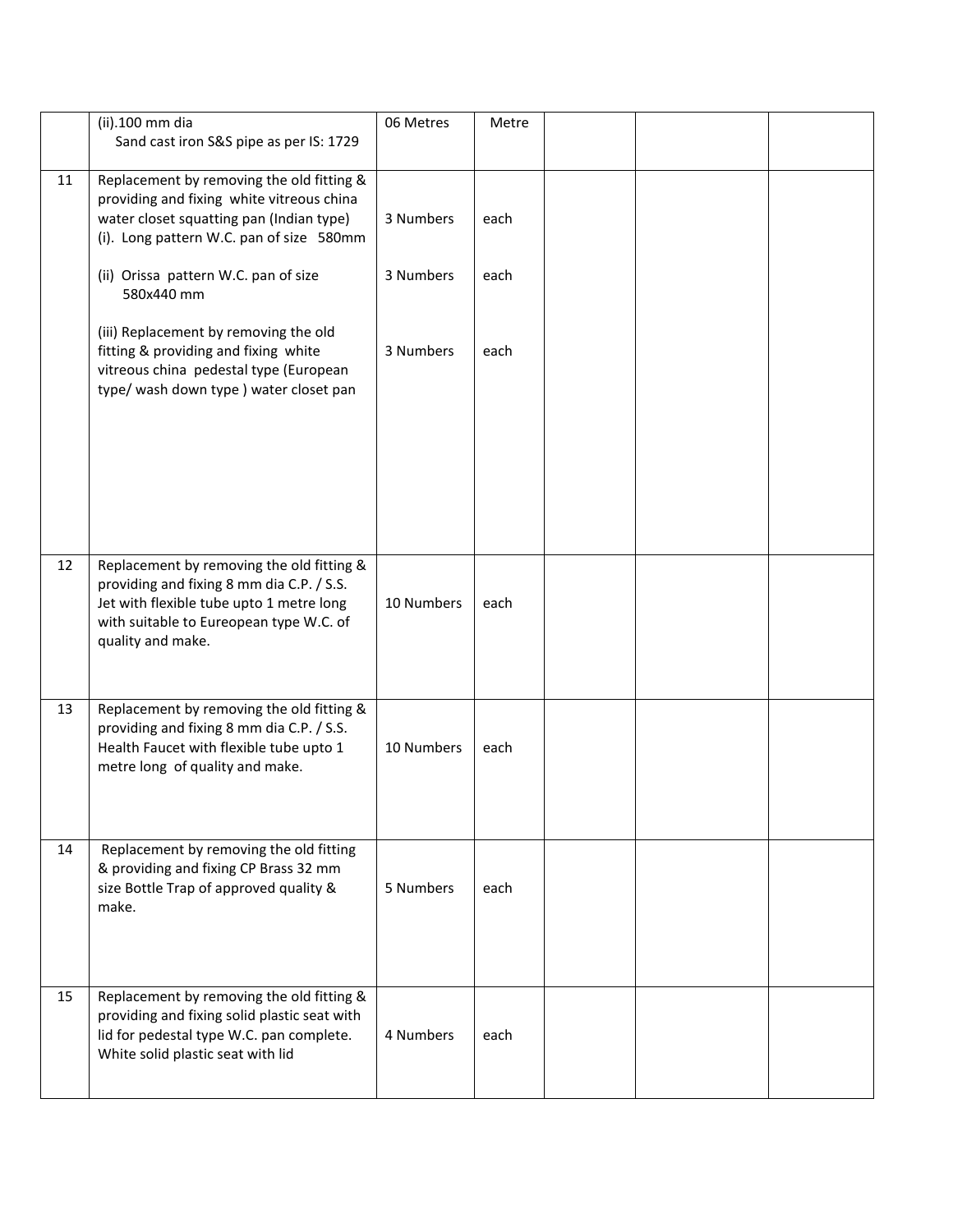| | | | | | | |
|---|---|---|---|---|---|---|
| | (ii).100 mm dia<br>Sand cast iron S&S pipe as per IS: 1729 | 06 Metres | Metre | | | |
| 11 | Replacement by removing the old fitting & providing and fixing white vitreous china water closet squatting pan (Indian type)<br>(i). Long pattern W.C. pan of size 580mm<br><br>(ii) Orissa pattern W.C. pan of size 580x440 mm<br><br>(iii) Replacement by removing the old fitting & providing and fixing white vitreous china pedestal type (European type/ wash down type ) water closet pan | 3 Numbers<br><br>3 Numbers<br><br>3 Numbers | each<br><br>each<br><br>each | | | |
| 12 | Replacement by removing the old fitting & providing and fixing 8 mm dia C.P. / S.S. Jet with flexible tube upto 1 metre long with suitable to Eureopean type W.C. of quality and make. | 10 Numbers | each | | | |
| 13 | Replacement by removing the old fitting & providing and fixing 8 mm dia C.P. / S.S. Health Faucet with flexible tube upto 1 metre long of quality and make. | 10 Numbers | each | | | |
| 14 | Replacement by removing the old fitting & providing and fixing CP Brass 32 mm size Bottle Trap of approved quality & make. | 5 Numbers | each | | | |
| 15 | Replacement by removing the old fitting & providing and fixing solid plastic seat with lid for pedestal type W.C. pan complete. White solid plastic seat with lid | 4 Numbers | each | | | |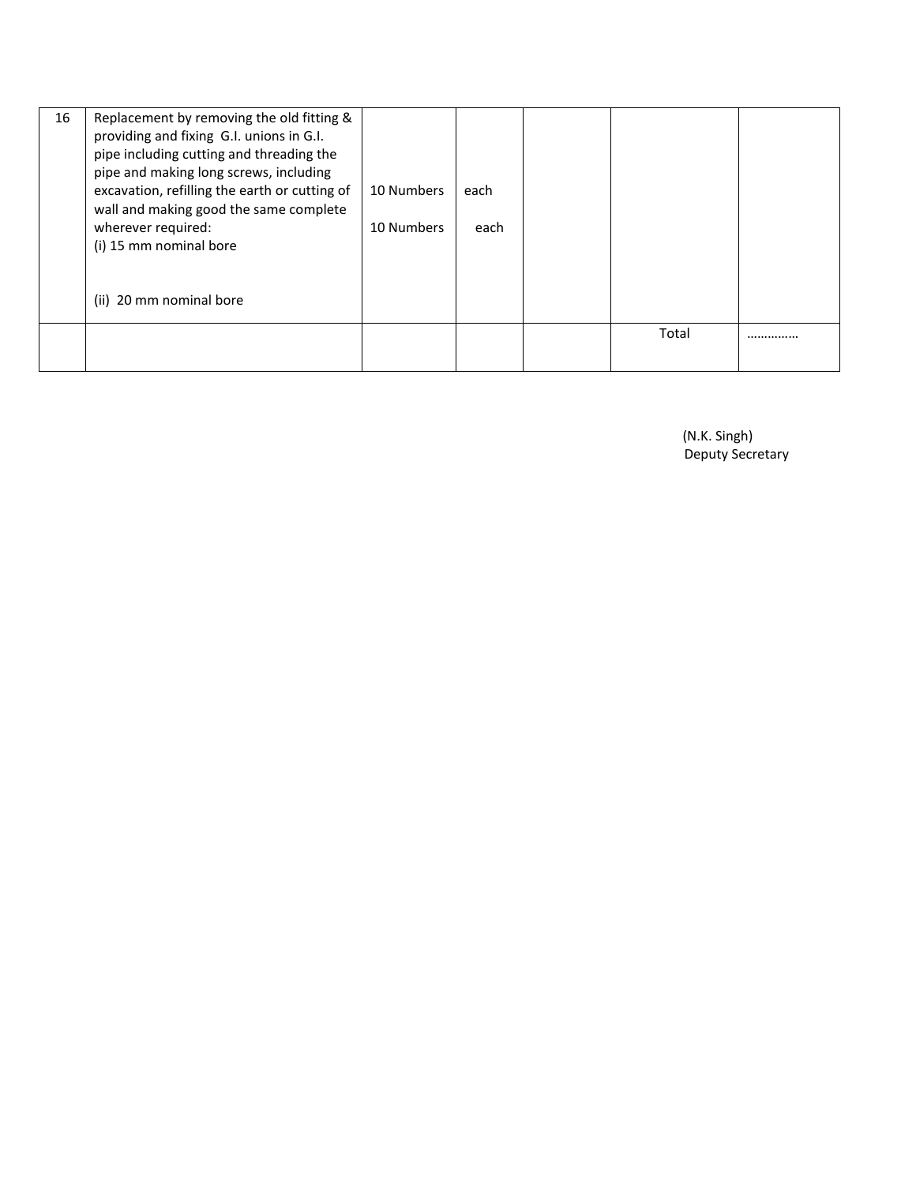| | | | | | | |
|---|---|---|---|---|---|---|
| 16 | Replacement by removing the old fitting & providing and fixing G.I. unions in G.I. pipe including cutting and threading the pipe and making long screws, including excavation, refilling the earth or cutting of wall and making good the same complete wherever required:<br>(i) 15 mm nominal bore<br><br>(ii) 20 mm nominal bore | 10 Numbers<br><br>10 Numbers | each<br><br>each | | | |
| | | | | | Total | ………….. |

(N.K. Singh)
Deputy Secretary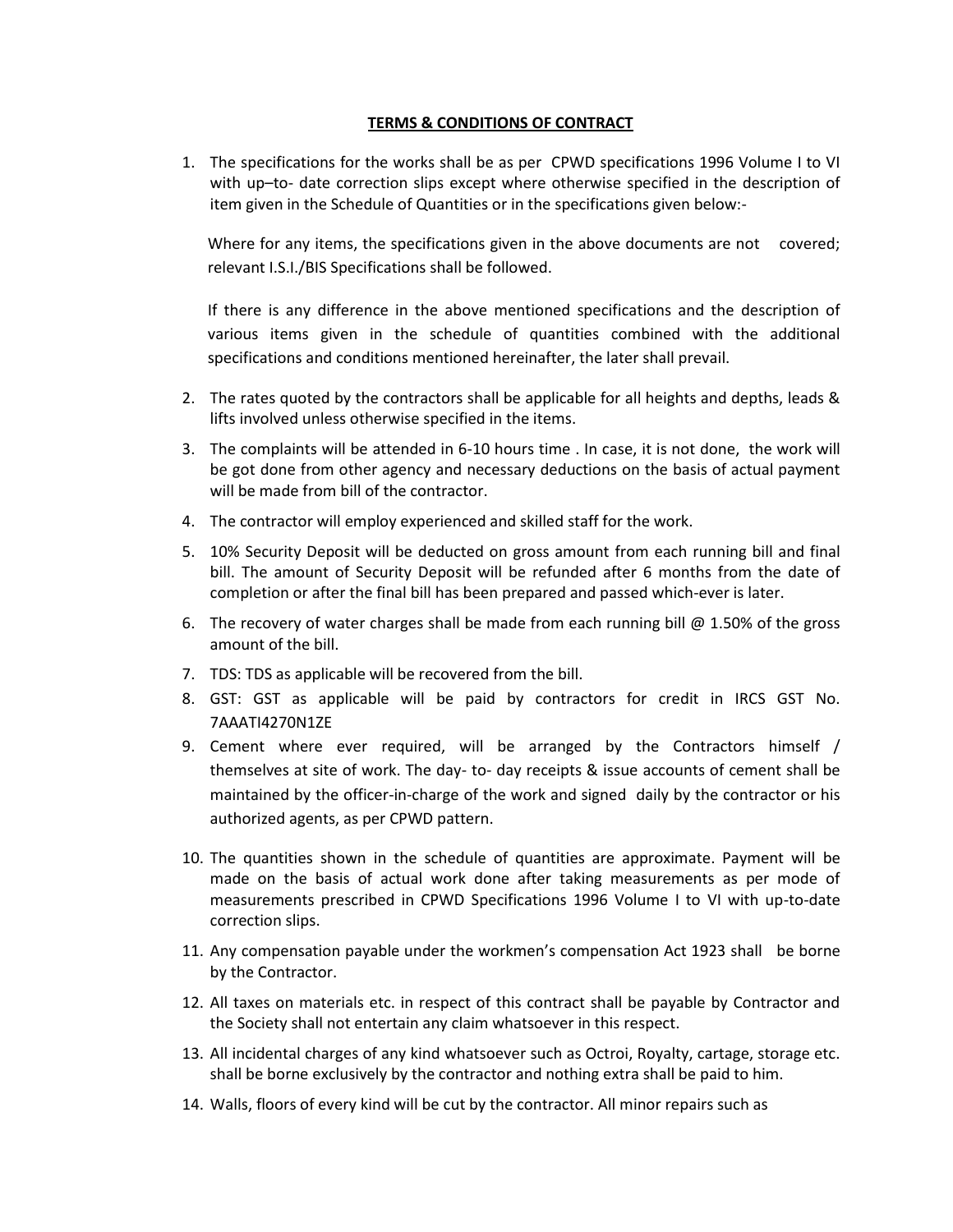**TERMS & CONDITIONS OF CONTRACT**

1. The specifications for the works shall be as per CPWD specifications 1996 Volume I to VI with up–to- date correction slips except where otherwise specified in the description of item given in the Schedule of Quantities or in the specifications given below:-

   Where for any items, the specifications given in the above documents are not covered; relevant I.S.I./BIS Specifications shall be followed.

   If there is any difference in the above mentioned specifications and the description of various items given in the schedule of quantities combined with the additional specifications and conditions mentioned hereinafter, the later shall prevail.

2. The rates quoted by the contractors shall be applicable for all heights and depths, leads & lifts involved unless otherwise specified in the items.
3. The complaints will be attended in 6-10 hours time . In case, it is not done, the work will be got done from other agency and necessary deductions on the basis of actual payment will be made from bill of the contractor.
4. The contractor will employ experienced and skilled staff for the work.
5. 10% Security Deposit will be deducted on gross amount from each running bill and final bill. The amount of Security Deposit will be refunded after 6 months from the date of completion or after the final bill has been prepared and passed which-ever is later.
6. The recovery of water charges shall be made from each running bill @ 1.50% of the gross amount of the bill.
7. TDS: TDS as applicable will be recovered from the bill.
8. GST: GST as applicable will be paid by contractors for credit in IRCS GST No. 7AAATI4270N1ZE
9. Cement where ever required, will be arranged by the Contractors himself / themselves at site of work. The day- to- day receipts & issue accounts of cement shall be maintained by the officer-in-charge of the work and signed daily by the contractor or his authorized agents, as per CPWD pattern.
10. The quantities shown in the schedule of quantities are approximate. Payment will be made on the basis of actual work done after taking measurements as per mode of measurements prescribed in CPWD Specifications 1996 Volume I to VI with up-to-date correction slips.
11. Any compensation payable under the workmen's compensation Act 1923 shall be borne by the Contractor.
12. All taxes on materials etc. in respect of this contract shall be payable by Contractor and the Society shall not entertain any claim whatsoever in this respect.
13. All incidental charges of any kind whatsoever such as Octroi, Royalty, cartage, storage etc. shall be borne exclusively by the contractor and nothing extra shall be paid to him.
14. Walls, floors of every kind will be cut by the contractor. All minor repairs such as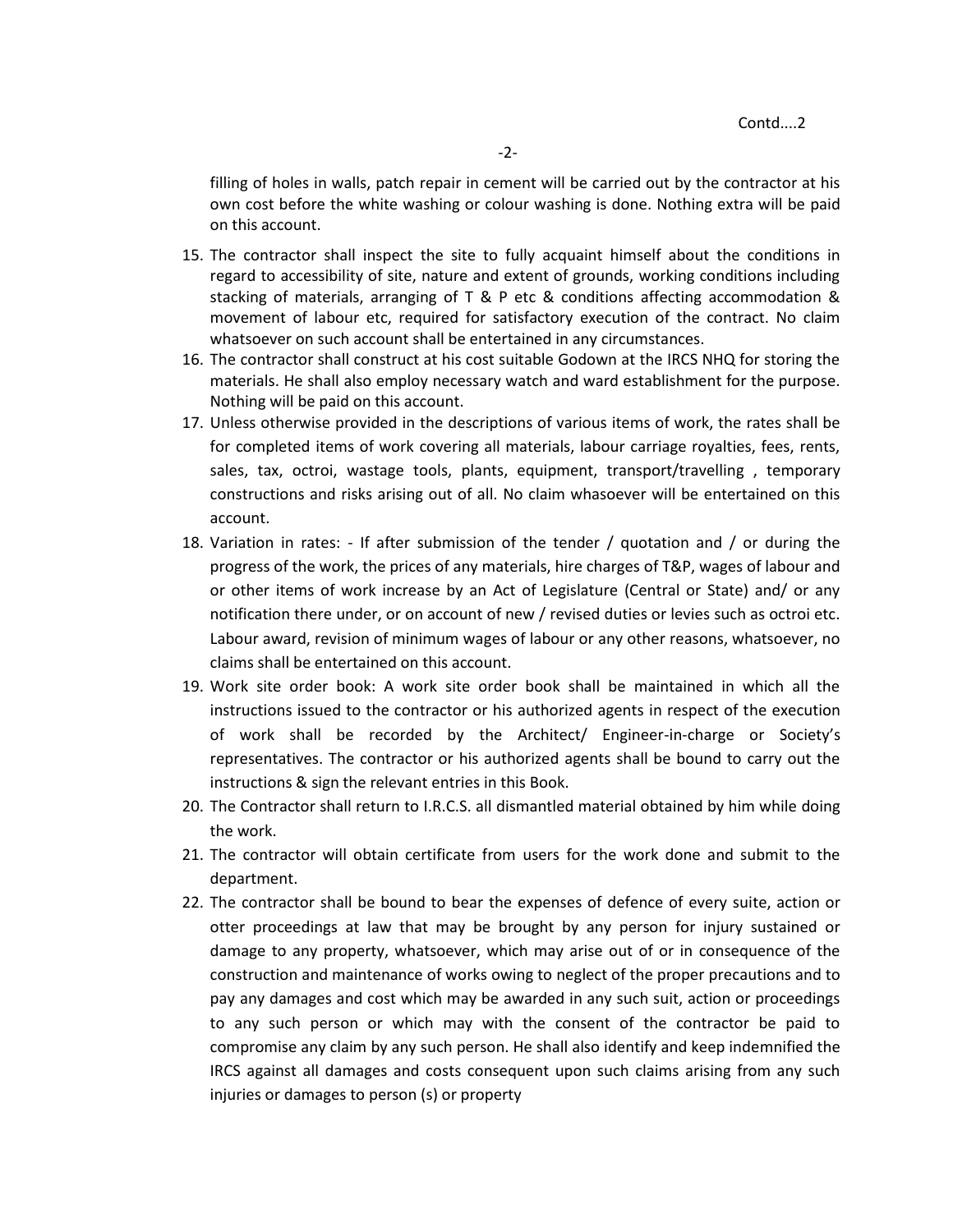Contd....2

filling of holes in walls, patch repair in cement will be carried out by the contractor at his own cost before the white washing or colour washing is done. Nothing extra will be paid on this account.

15. The contractor shall inspect the site to fully acquaint himself about the conditions in regard to accessibility of site, nature and extent of grounds, working conditions including stacking of materials, arranging of T & P etc & conditions affecting accommodation & movement of labour etc, required for satisfactory execution of the contract. No claim whatsoever on such account shall be entertained in any circumstances.
16. The contractor shall construct at his cost suitable Godown at the IRCS NHQ for storing the materials. He shall also employ necessary watch and ward establishment for the purpose. Nothing will be paid on this account.
17. Unless otherwise provided in the descriptions of various items of work, the rates shall be for completed items of work covering all materials, labour carriage royalties, fees, rents, sales, tax, octroi, wastage tools, plants, equipment, transport/travelling , temporary constructions and risks arising out of all. No claim whasoever will be entertained on this account.
18. Variation in rates: - If after submission of the tender / quotation and / or during the progress of the work, the prices of any materials, hire charges of T&P, wages of labour and or other items of work increase by an Act of Legislature (Central or State) and/ or any notification there under, or on account of new / revised duties or levies such as octroi etc. Labour award, revision of minimum wages of labour or any other reasons, whatsoever, no claims shall be entertained on this account.
19. Work site order book: A work site order book shall be maintained in which all the instructions issued to the contractor or his authorized agents in respect of the execution of work shall be recorded by the Architect/ Engineer-in-charge or Society's representatives. The contractor or his authorized agents shall be bound to carry out the instructions & sign the relevant entries in this Book.
20. The Contractor shall return to I.R.C.S. all dismantled material obtained by him while doing the work.
21. The contractor will obtain certificate from users for the work done and submit to the department.
22. The contractor shall be bound to bear the expenses of defence of every suite, action or otter proceedings at law that may be brought by any person for injury sustained or damage to any property, whatsoever, which may arise out of or in consequence of the construction and maintenance of works owing to neglect of the proper precautions and to pay any damages and cost which may be awarded in any such suit, action or proceedings to any such person or which may with the consent of the contractor be paid to compromise any claim by any such person. He shall also identify and keep indemnified the IRCS against all damages and costs consequent upon such claims arising from any such injuries or damages to person (s) or property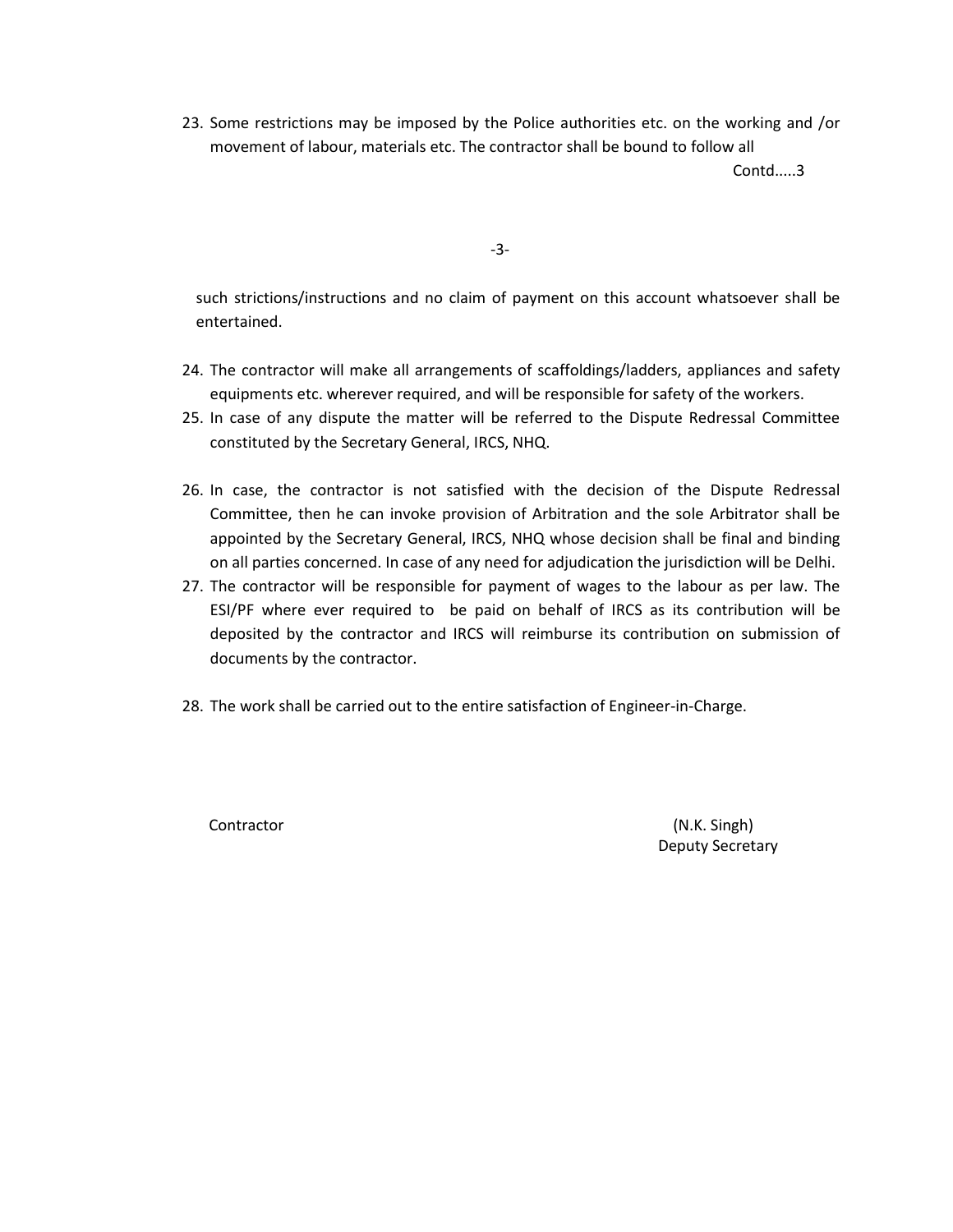23. Some restrictions may be imposed by the Police authorities etc. on the working and /or movement of labour, materials etc. The contractor shall be bound to follow all

Contd.....3

such strictions/instructions and no claim of payment on this account whatsoever shall be entertained.

24. The contractor will make all arrangements of scaffoldings/ladders, appliances and safety equipments etc. wherever required, and will be responsible for safety of the workers.
25. In case of any dispute the matter will be referred to the Dispute Redressal Committee constituted by the Secretary General, IRCS, NHQ.
26. In case, the contractor is not satisfied with the decision of the Dispute Redressal Committee, then he can invoke provision of Arbitration and the sole Arbitrator shall be appointed by the Secretary General, IRCS, NHQ whose decision shall be final and binding on all parties concerned. In case of any need for adjudication the jurisdiction will be Delhi.
27. The contractor will be responsible for payment of wages to the labour as per law. The ESI/PF where ever required to be paid on behalf of IRCS as its contribution will be deposited by the contractor and IRCS will reimburse its contribution on submission of documents by the contractor.
28. The work shall be carried out to the entire satisfaction of Engineer-in-Charge.

Contractor

(N.K. Singh)
Deputy Secretary